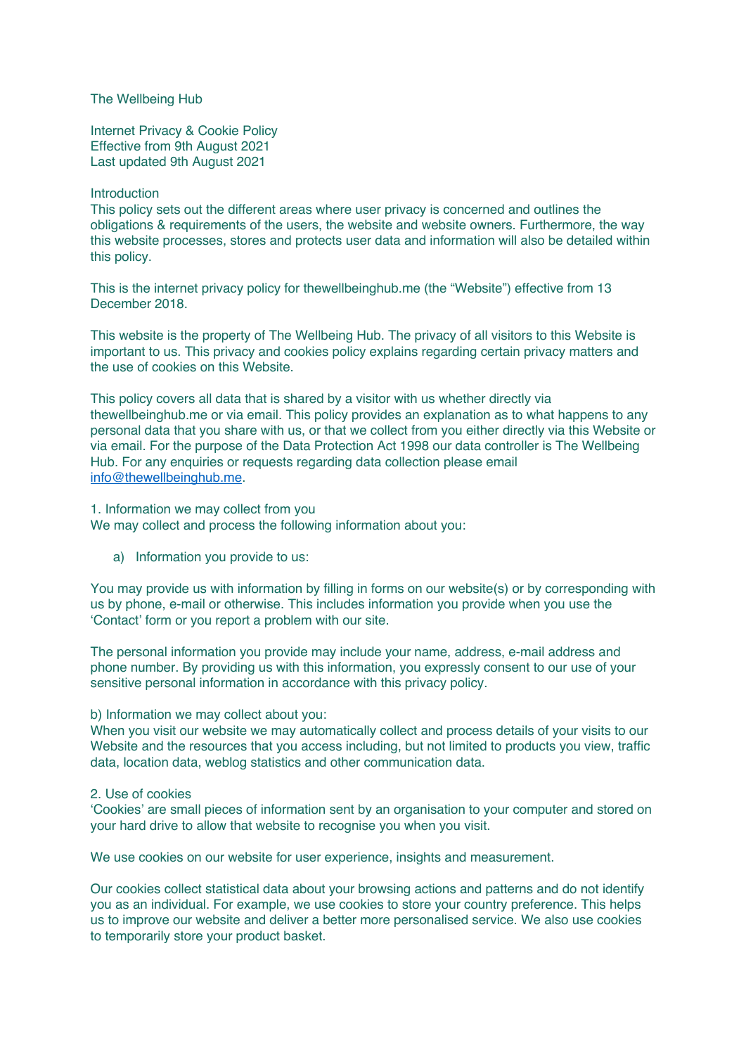# The Wellbeing Hub

## Internet Privacy & Cookie Policy

Effective from 9th August 2021
Last updated 9th August 2021

### Introduction

This policy sets out the different areas where user privacy is concerned and outlines the obligations & requirements of the users, the website and website owners. Furthermore, the way this website processes, stores and protects user data and information will also be detailed within this policy.

This is the internet privacy policy for thewellbeinghub.me (the "Website") effective from 13 December 2018.

This website is the property of The Wellbeing Hub. The privacy of all visitors to this Website is important to us. This privacy and cookies policy explains regarding certain privacy matters and the use of cookies on this Website.

This policy covers all data that is shared by a visitor with us whether directly via thewellbeinghub.me or via email. This policy provides an explanation as to what happens to any personal data that you share with us, or that we collect from you either directly via this Website or via email. For the purpose of the Data Protection Act 1998 our data controller is The Wellbeing Hub. For any enquiries or requests regarding data collection please email [info@thewellbeinghub.me](mailto:info@thewellbeinghub.me).

### 1. Information we may collect from you

We may collect and process the following information about you:

a) Information you provide to us:

You may provide us with information by filling in forms on our website(s) or by corresponding with us by phone, e-mail or otherwise. This includes information you provide when you use the 'Contact' form or you report a problem with our site.

The personal information you provide may include your name, address, e-mail address and phone number. By providing us with this information, you expressly consent to our use of your sensitive personal information in accordance with this privacy policy.

b) Information we may collect about you:

When you visit our website we may automatically collect and process details of your visits to our Website and the resources that you access including, but not limited to products you view, traffic data, location data, weblog statistics and other communication data.

### 2. Use of cookies

'Cookies' are small pieces of information sent by an organisation to your computer and stored on your hard drive to allow that website to recognise you when you visit.

We use cookies on our website for user experience, insights and measurement.

Our cookies collect statistical data about your browsing actions and patterns and do not identify you as an individual. For example, we use cookies to store your country preference. This helps us to improve our website and deliver a better more personalised service. We also use cookies to temporarily store your product basket.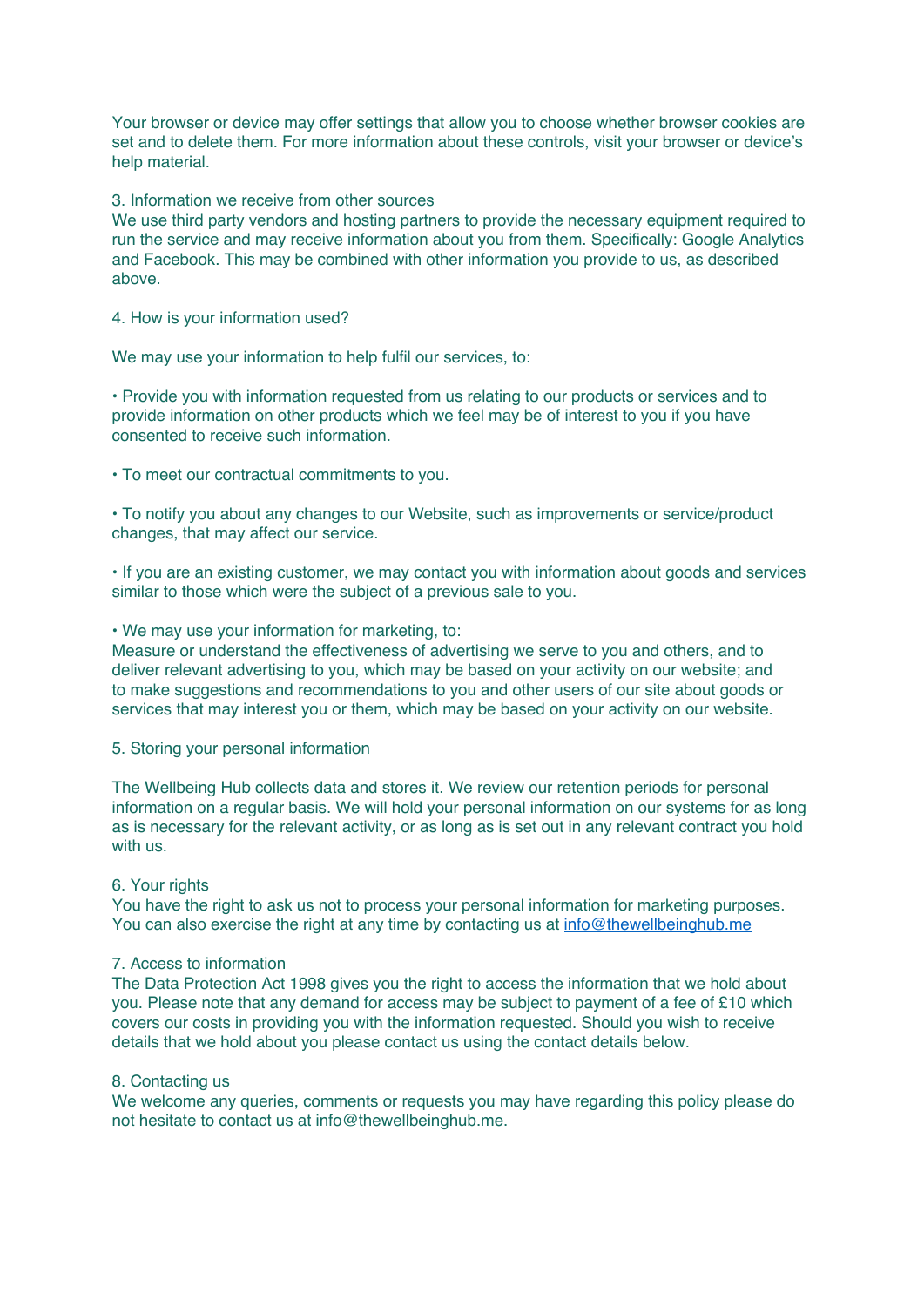Your browser or device may offer settings that allow you to choose whether browser cookies are set and to delete them. For more information about these controls, visit your browser or device's help material.

## 3. Information we receive from other sources

We use third party vendors and hosting partners to provide the necessary equipment required to run the service and may receive information about you from them. Specifically: Google Analytics and Facebook. This may be combined with other information you provide to us, as described above.

## 4. How is your information used?

We may use your information to help fulfil our services, to:

• Provide you with information requested from us relating to our products or services and to provide information on other products which we feel may be of interest to you if you have consented to receive such information.

• To meet our contractual commitments to you.

• To notify you about any changes to our Website, such as improvements or service/product changes, that may affect our service.

• If you are an existing customer, we may contact you with information about goods and services similar to those which were the subject of a previous sale to you.

• We may use your information for marketing, to:
Measure or understand the effectiveness of advertising we serve to you and others, and to deliver relevant advertising to you, which may be based on your activity on our website; and to make suggestions and recommendations to you and other users of our site about goods or services that may interest you or them, which may be based on your activity on our website.

## 5. Storing your personal information

The Wellbeing Hub collects data and stores it. We review our retention periods for personal information on a regular basis. We will hold your personal information on our systems for as long as is necessary for the relevant activity, or as long as is set out in any relevant contract you hold with us.

## 6. Your rights

You have the right to ask us not to process your personal information for marketing purposes. You can also exercise the right at any time by contacting us at info@thewellbeinghub.me

## 7. Access to information

The Data Protection Act 1998 gives you the right to access the information that we hold about you. Please note that any demand for access may be subject to payment of a fee of £10 which covers our costs in providing you with the information requested. Should you wish to receive details that we hold about you please contact us using the contact details below.

## 8. Contacting us

We welcome any queries, comments or requests you may have regarding this policy please do not hesitate to contact us at info@thewellbeinghub.me.